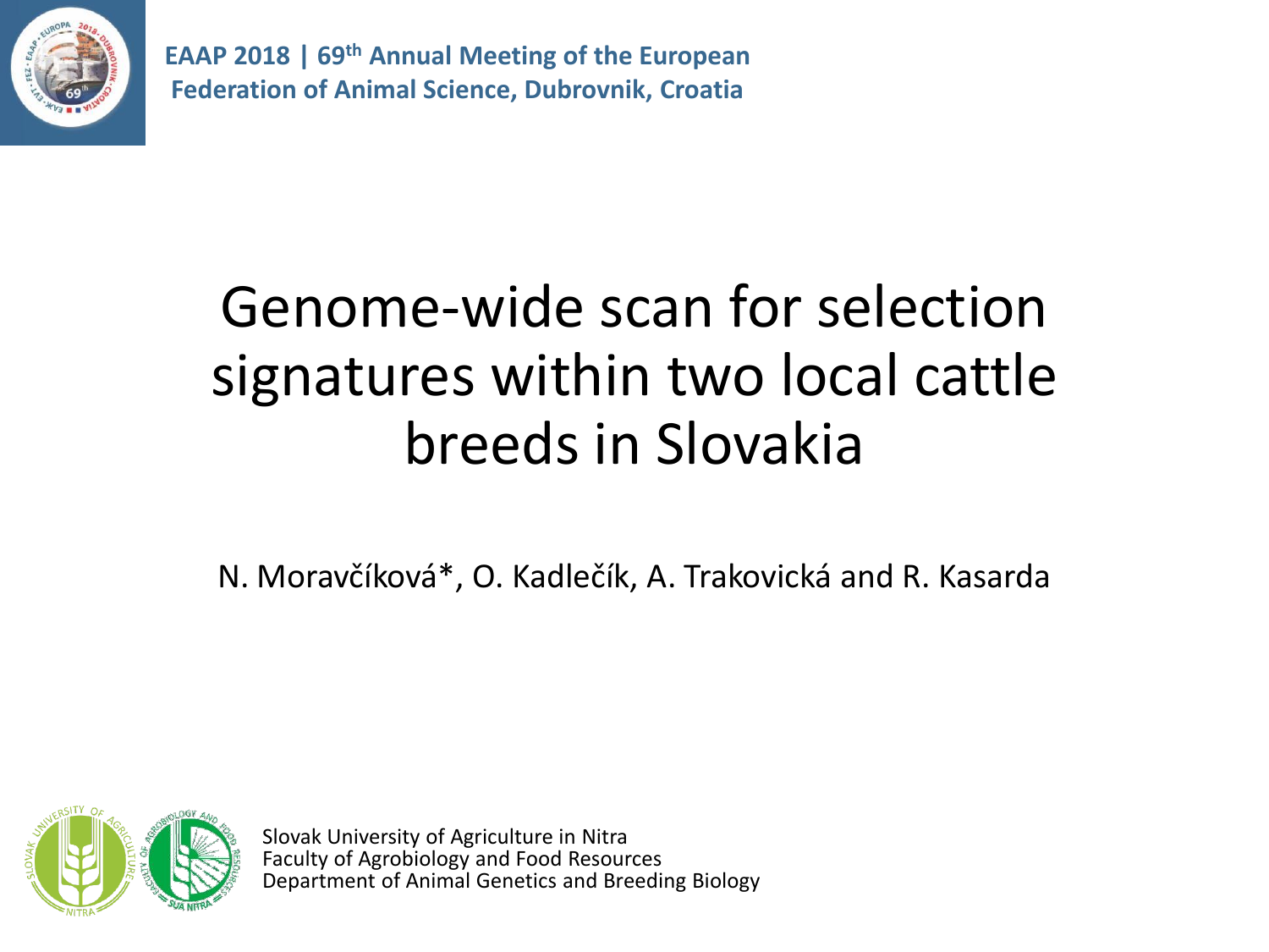EAAP 2018 | 69th Annual Meeting of the European Federation of Animal Science, Dubrovnik, Croatia

# Genome-wide scan for selection signatures within two local cattle breeds in Slovakia

N. Moravčíková*, O. Kadlečík, A. Trakovická and R. Kasarda

Slovak University of Agriculture in Nitra
Faculty of Agrobiology and Food Resources
Department of Animal Genetics and Breeding Biology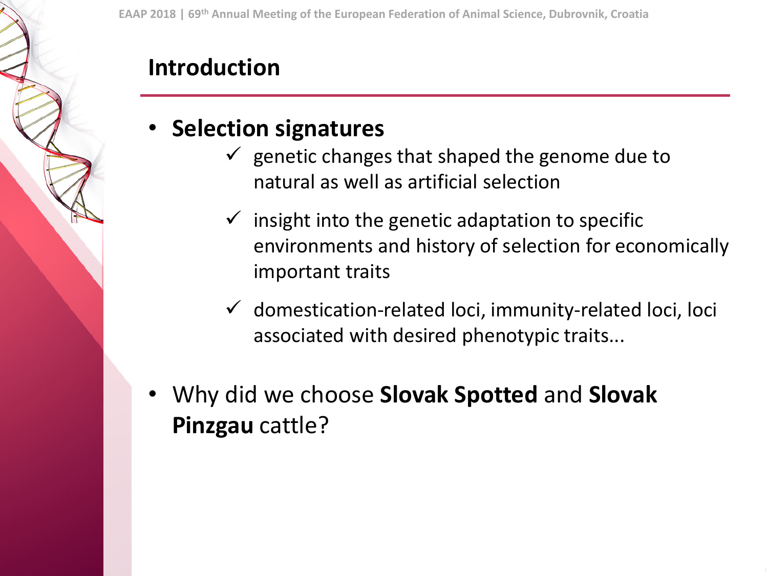## Introduction

- **Selection signatures**
  - ✓ genetic changes that shaped the genome due to natural as well as artificial selection
  - ✓ insight into the genetic adaptation to specific environments and history of selection for economically important traits
  - ✓ domestication-related loci, immunity-related loci, loci associated with desired phenotypic traits...
- Why did we choose **Slovak Spotted** and **Slovak Pinzgau** cattle?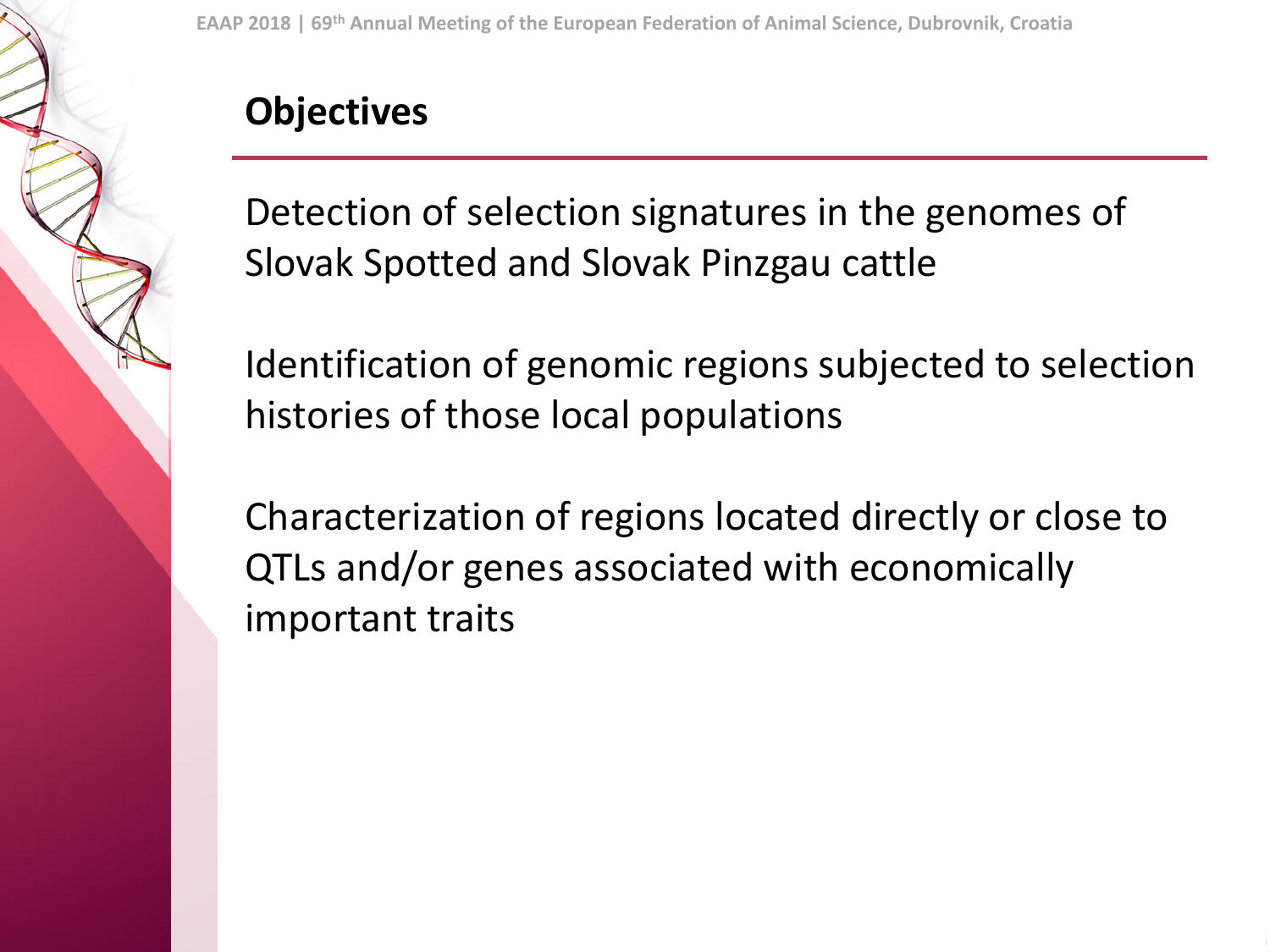## Objectives

Detection of selection signatures in the genomes of Slovak Spotted and Slovak Pinzgau cattle

Identification of genomic regions subjected to selection histories of those local populations

Characterization of regions located directly or close to QTLs and/or genes associated with economically important traits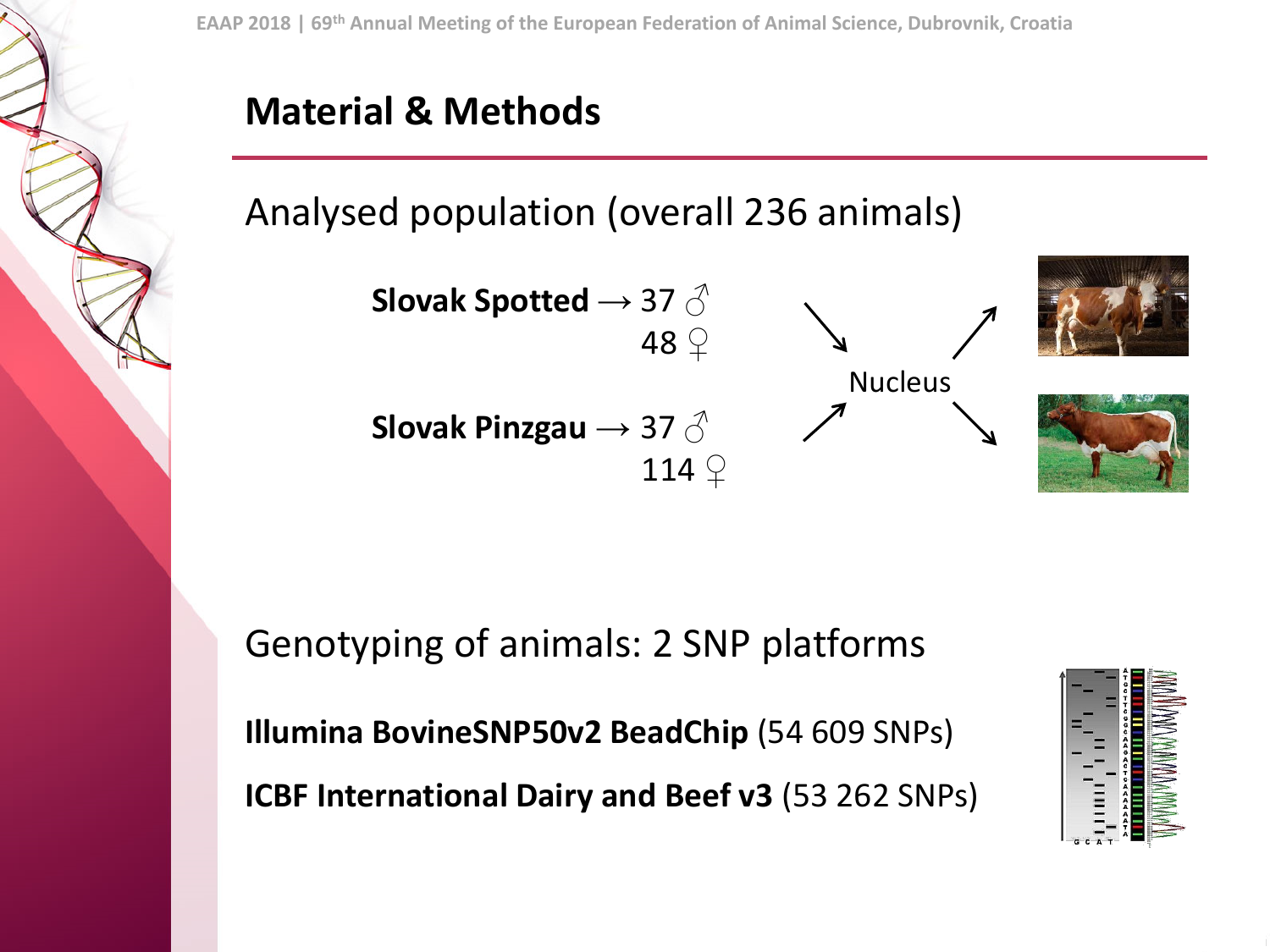## Material & Methods

Analysed population (overall 236 animals)

**Slovak Spotted** → 37 ♂
48 ♀

**Slovak Pinzgau** → 37 ♂
114 ♀

Nucleus

Genotyping of animals: 2 SNP platforms

**Illumina BovineSNP50v2 BeadChip** (54 609 SNPs)

**ICBF International Dairy and Beef v3** (53 262 SNPs)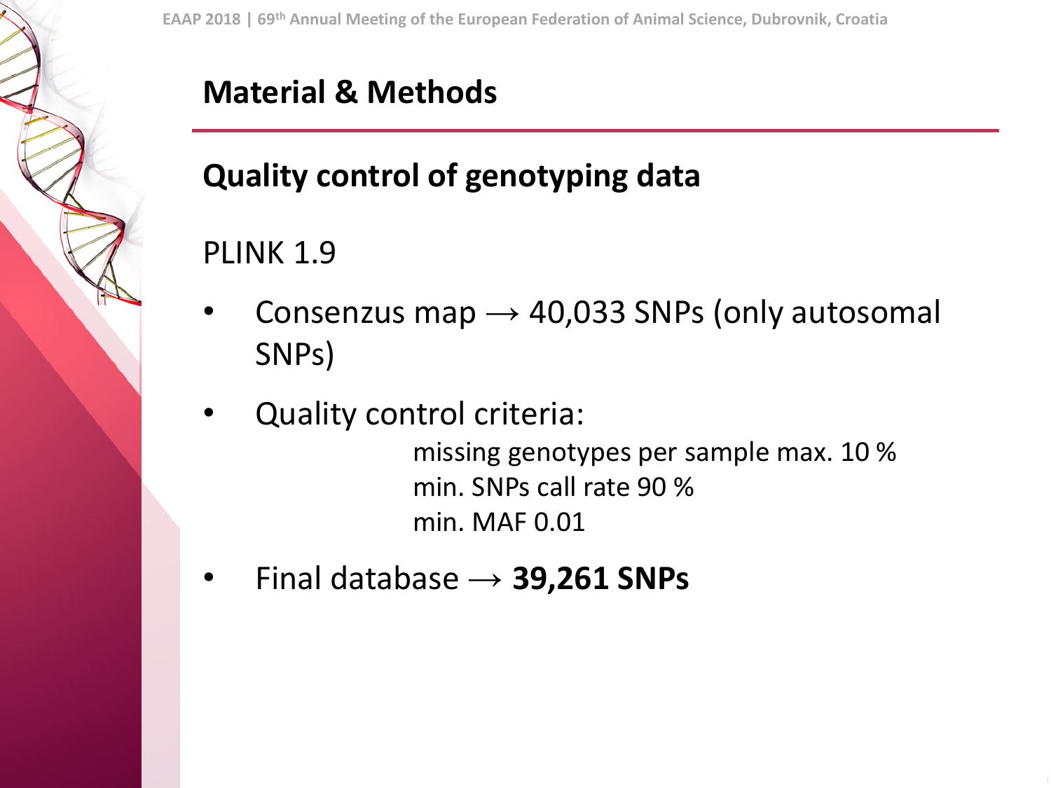# Material & Methods

## Quality control of genotyping data

PLINK 1.9

- Consenzus map → 40,033 SNPs (only autosomal SNPs)
- Quality control criteria:
  - missing genotypes per sample max. 10 %
  - min. SNPs call rate 90 %
  - min. MAF 0.01
- Final database → **39,261 SNPs**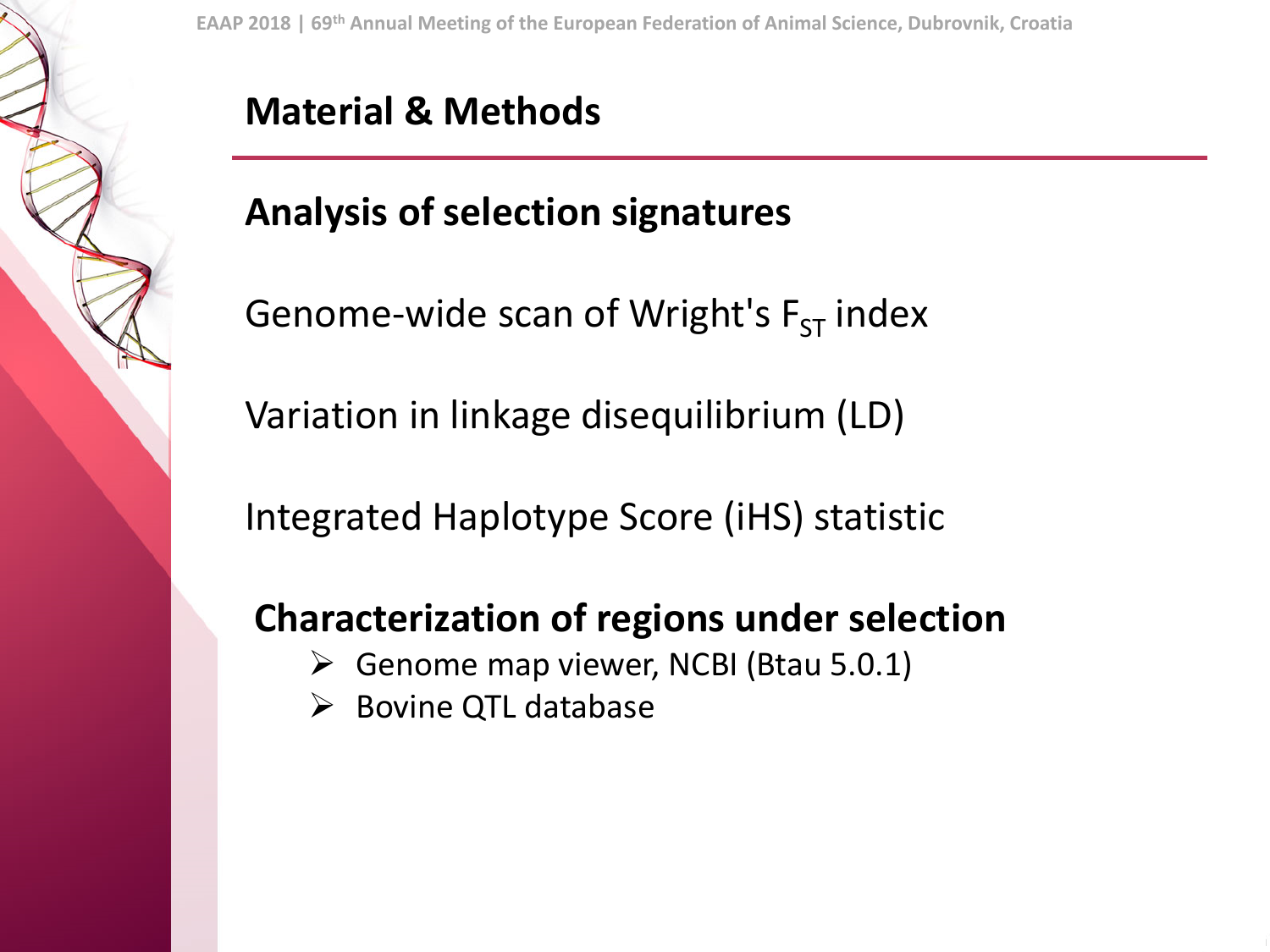# Material & Methods

## Analysis of selection signatures

Genome-wide scan of Wright's $F_{ST}$ index

Variation in linkage disequilibrium (LD)

Integrated Haplotype Score (iHS) statistic

## Characterization of regions under selection

- Genome map viewer, NCBI (Btau 5.0.1)
- Bovine QTL database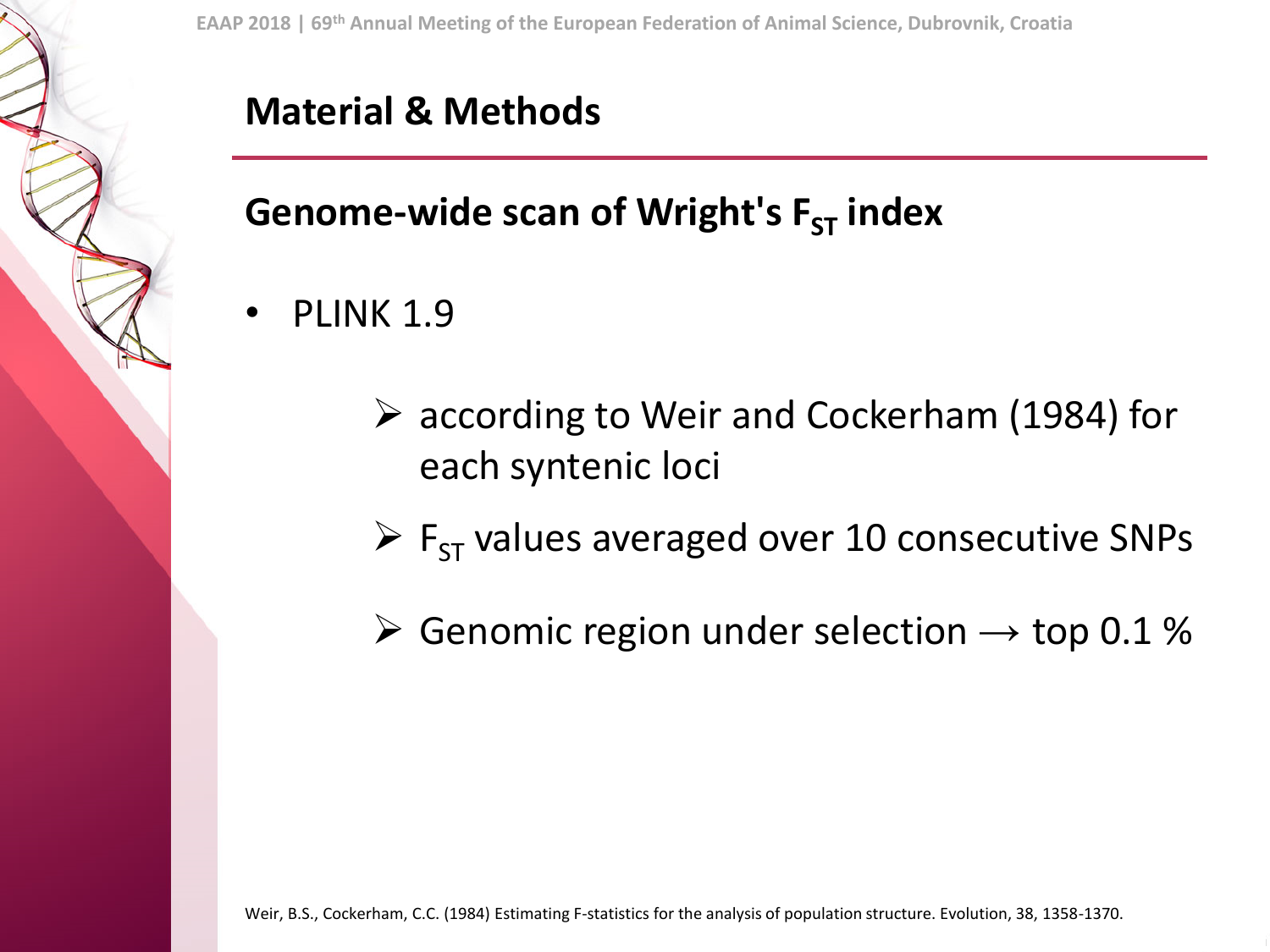# Material & Methods

## Genome-wide scan of Wright's $F_{ST}$ index

- PLINK 1.9
  - according to Weir and Cockerham (1984) for each syntenic loci
  - $F_{ST}$ values averaged over 10 consecutive SNPs
  - Genomic region under selection → top 0.1 %

Weir, B.S., Cockerham, C.C. (1984) Estimating F-statistics for the analysis of population structure. Evolution, 38, 1358-1370.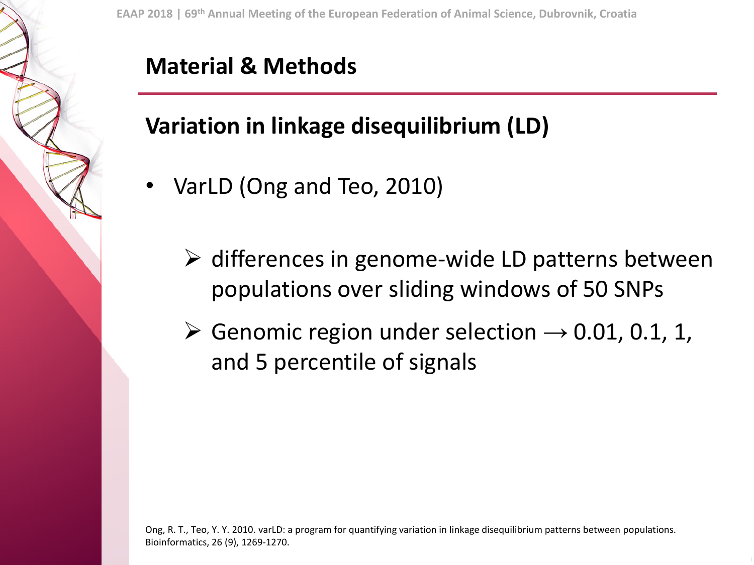# Material & Methods

## Variation in linkage disequilibrium (LD)

- VarLD (Ong and Teo, 2010)
  - differences in genome-wide LD patterns between populations over sliding windows of 50 SNPs
  - Genomic region under selection → 0.01, 0.1, 1, and 5 percentile of signals

Ong, R. T., Teo, Y. Y. 2010. varLD: a program for quantifying variation in linkage disequilibrium patterns between populations. Bioinformatics, 26 (9), 1269-1270.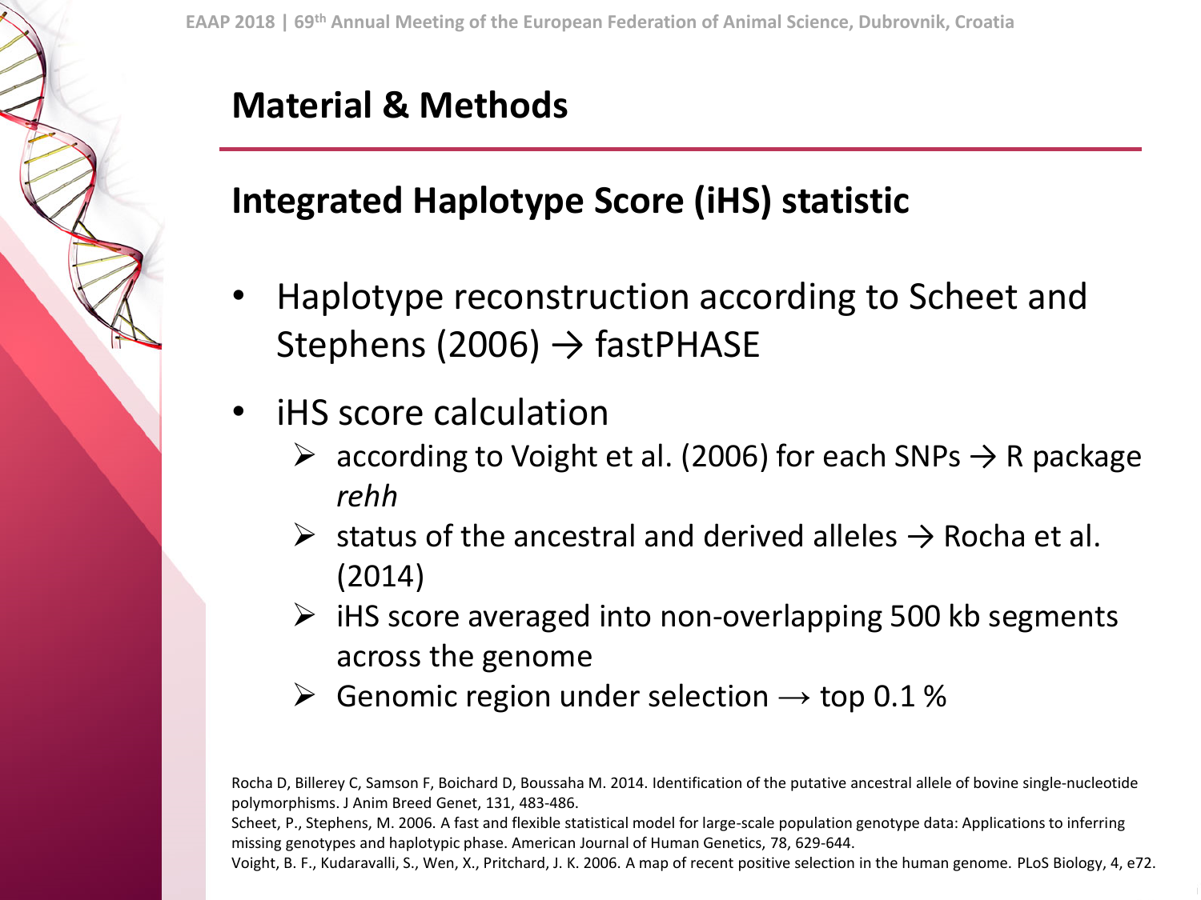## Material & Methods

### Integrated Haplotype Score (iHS) statistic

- Haplotype reconstruction according to Scheet and Stephens (2006) → fastPHASE
- iHS score calculation
  - according to Voight et al. (2006) for each SNPs → R package *rehh*
  - status of the ancestral and derived alleles → Rocha et al. (2014)
  - iHS score averaged into non-overlapping 500 kb segments across the genome
  - Genomic region under selection → top 0.1 %

Rocha D, Billerey C, Samson F, Boichard D, Boussaha M. 2014. Identification of the putative ancestral allele of bovine single-nucleotide polymorphisms. J Anim Breed Genet, 131, 483-486.

Scheet, P., Stephens, M. 2006. A fast and flexible statistical model for large-scale population genotype data: Applications to inferring missing genotypes and haplotypic phase. American Journal of Human Genetics, 78, 629-644.

Voight, B. F., Kudaravalli, S., Wen, X., Pritchard, J. K. 2006. A map of recent positive selection in the human genome. PLoS Biology, 4, e72.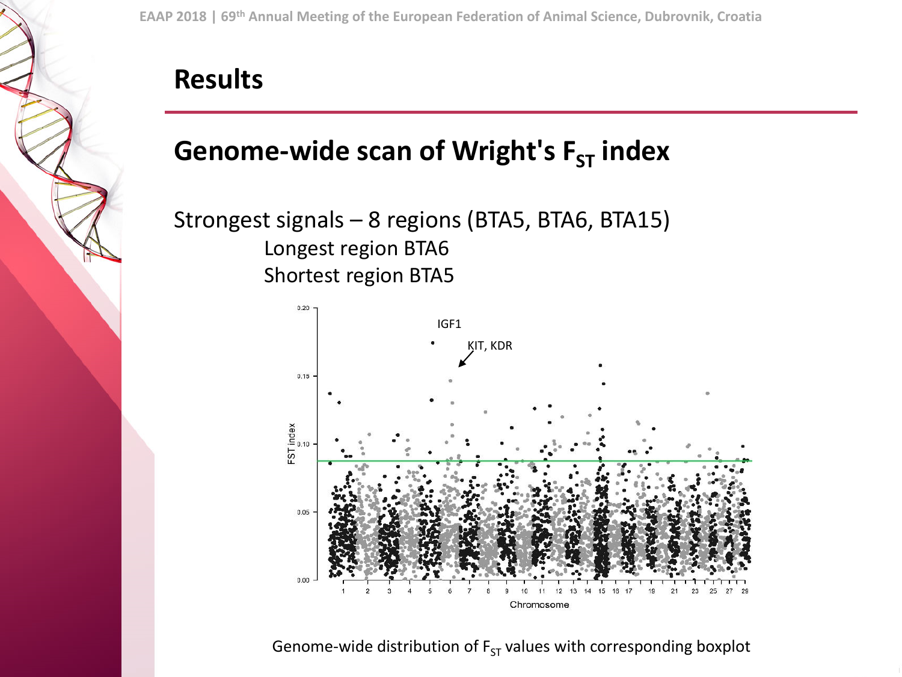## Results

### Genome-wide scan of Wright's $F_{ST}$ index

Strongest signals – 8 regions (BTA5, BTA6, BTA15)

- Longest region BTA6
- Shortest region BTA5

Genome-wide distribution of $F_{ST}$ values with corresponding boxplot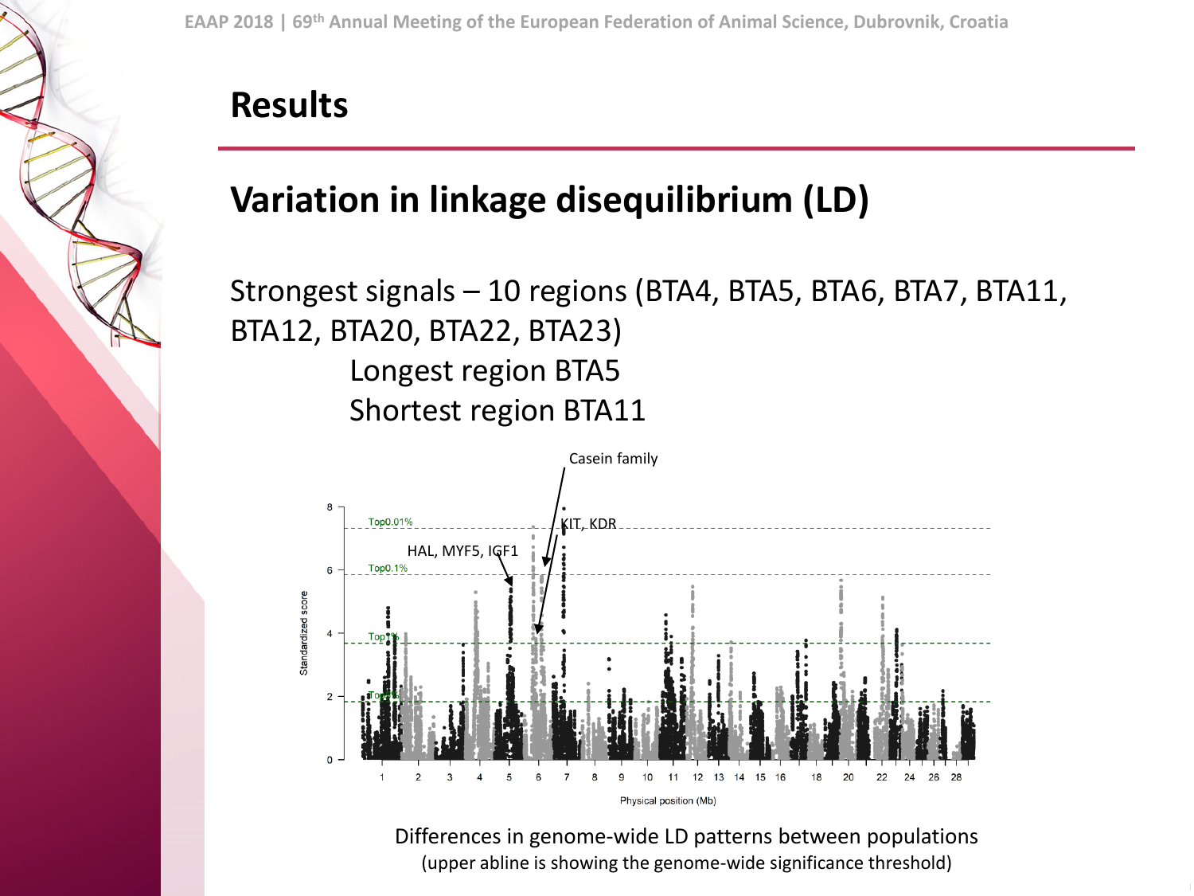## Results

### Variation in linkage disequilibrium (LD)

Strongest signals – 10 regions (BTA4, BTA5, BTA6, BTA7, BTA11, BTA12, BTA20, BTA22, BTA23)

Longest region BTA5

Shortest region BTA11

Differences in genome-wide LD patterns between populations (upper abline is showing the genome-wide significance threshold)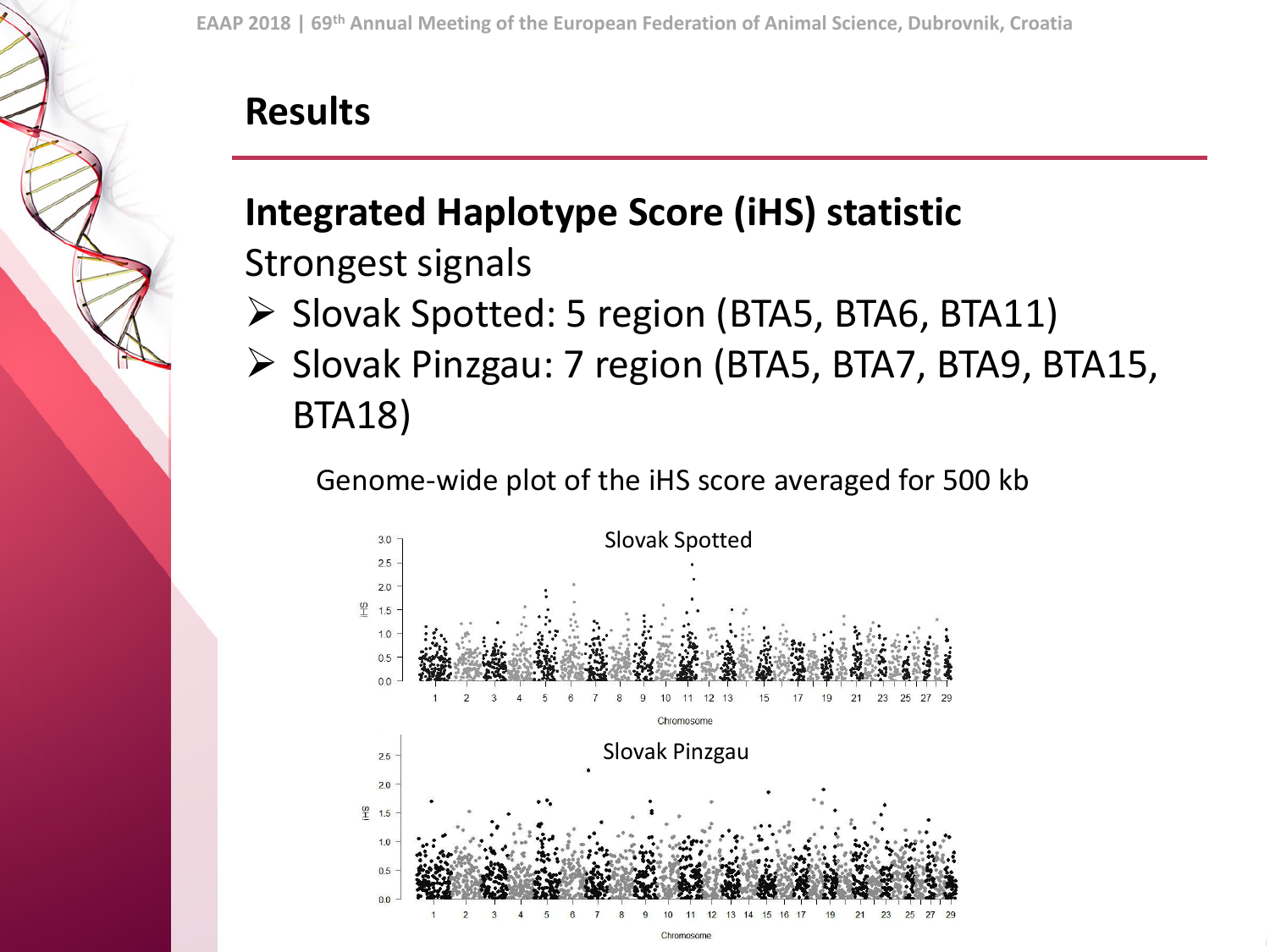## Results

### Integrated Haplotype Score (iHS) statistic

Strongest signals

- Slovak Spotted: 5 region (BTA5, BTA6, BTA11)
- Slovak Pinzgau: 7 region (BTA5, BTA7, BTA9, BTA15, BTA18)

Genome-wide plot of the iHS score averaged for 500 kb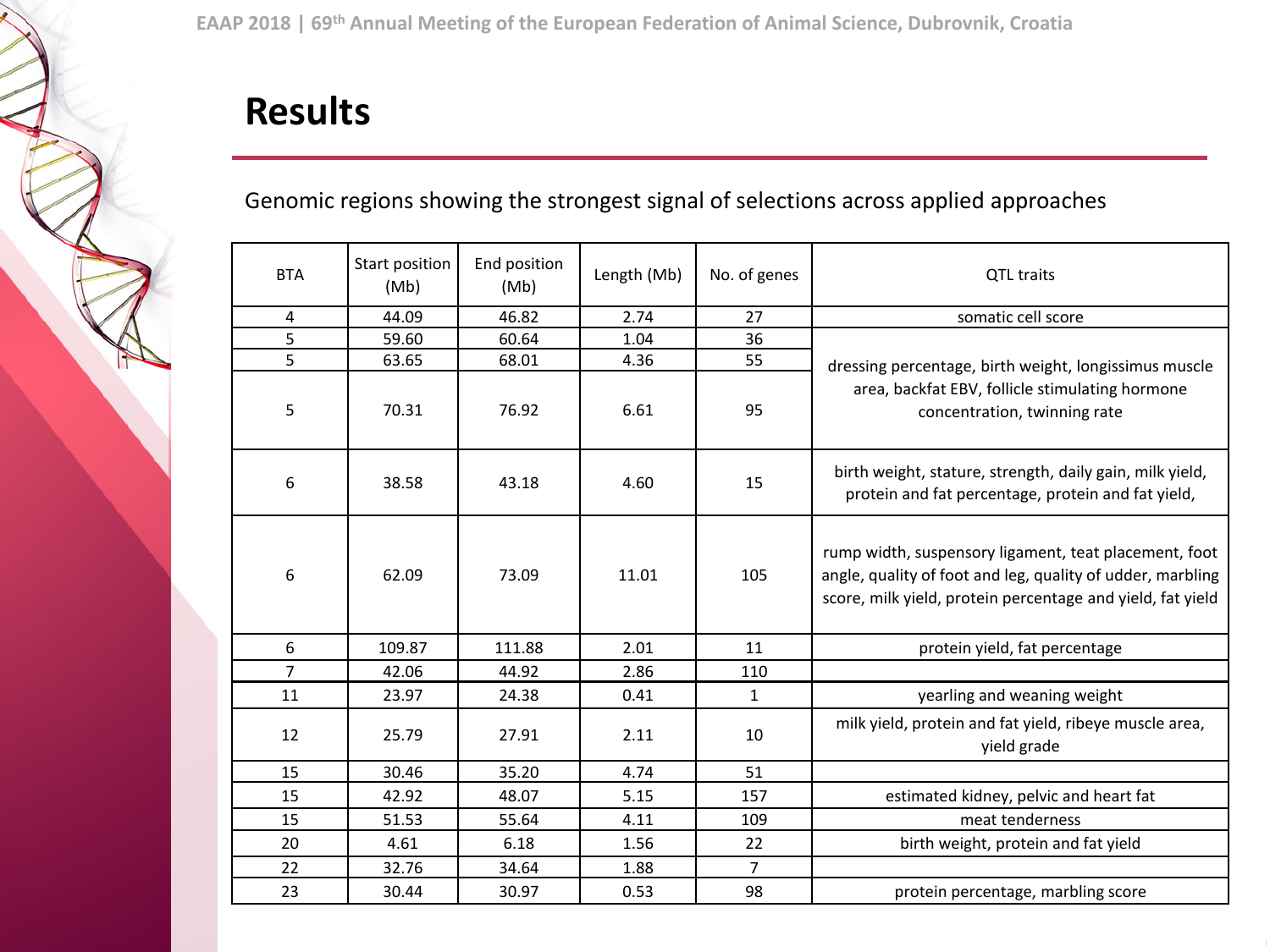# Results

Genomic regions showing the strongest signal of selections across applied approaches

| BTA | Start position (Mb) | End position (Mb) | Length (Mb) | No. of genes | QTL traits |
|---|---|---|---|---|---|
| 4 | 44.09 | 46.82 | 2.74 | 27 | somatic cell score |
| 5 | 59.60 | 60.64 | 1.04 | 36 | dressing percentage, birth weight, longissimus muscle area, backfat EBV, follicle stimulating hormone concentration, twinning rate |
| 5 | 63.65 | 68.01 | 4.36 | 55 | |
| 5 | 70.31 | 76.92 | 6.61 | 95 | |
| 6 | 38.58 | 43.18 | 4.60 | 15 | birth weight, stature, strength, daily gain, milk yield, protein and fat percentage, protein and fat yield, |
| 6 | 62.09 | 73.09 | 11.01 | 105 | rump width, suspensory ligament, teat placement, foot angle, quality of foot and leg, quality of udder, marbling score, milk yield, protein percentage and yield, fat yield |
| 6 | 109.87 | 111.88 | 2.01 | 11 | protein yield, fat percentage |
| 7 | 42.06 | 44.92 | 2.86 | 110 | |
| 11 | 23.97 | 24.38 | 0.41 | 1 | yearling and weaning weight |
| 12 | 25.79 | 27.91 | 2.11 | 10 | milk yield, protein and fat yield, ribeye muscle area, yield grade |
| 15 | 30.46 | 35.20 | 4.74 | 51 | |
| 15 | 42.92 | 48.07 | 5.15 | 157 | estimated kidney, pelvic and heart fat |
| 15 | 51.53 | 55.64 | 4.11 | 109 | meat tenderness |
| 20 | 4.61 | 6.18 | 1.56 | 22 | birth weight, protein and fat yield |
| 22 | 32.76 | 34.64 | 1.88 | 7 | |
| 23 | 30.44 | 30.97 | 0.53 | 98 | protein percentage, marbling score |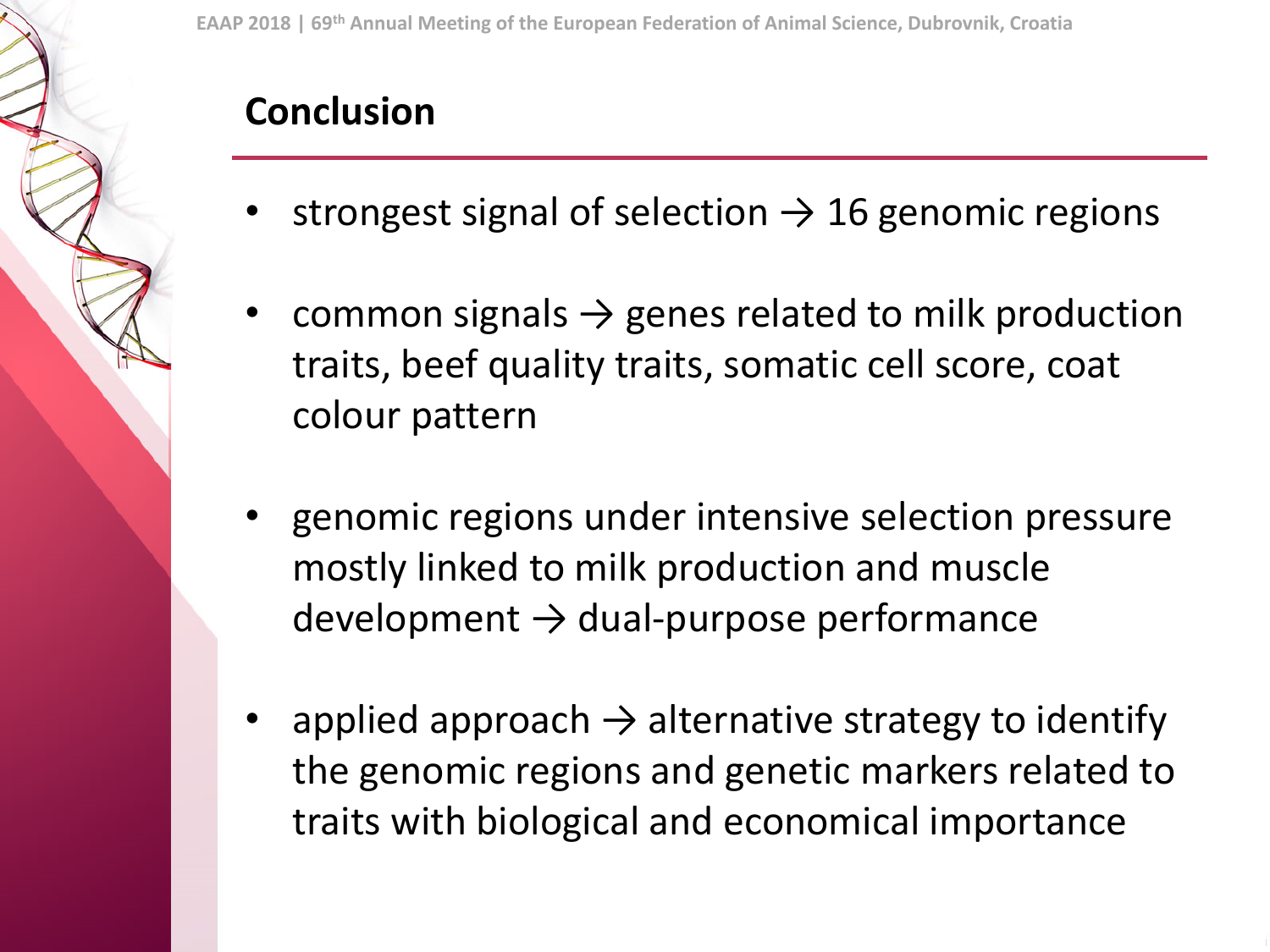## Conclusion

- strongest signal of selection → 16 genomic regions
- common signals → genes related to milk production traits, beef quality traits, somatic cell score, coat colour pattern
- genomic regions under intensive selection pressure mostly linked to milk production and muscle development → dual-purpose performance
- applied approach → alternative strategy to identify the genomic regions and genetic markers related to traits with biological and economical importance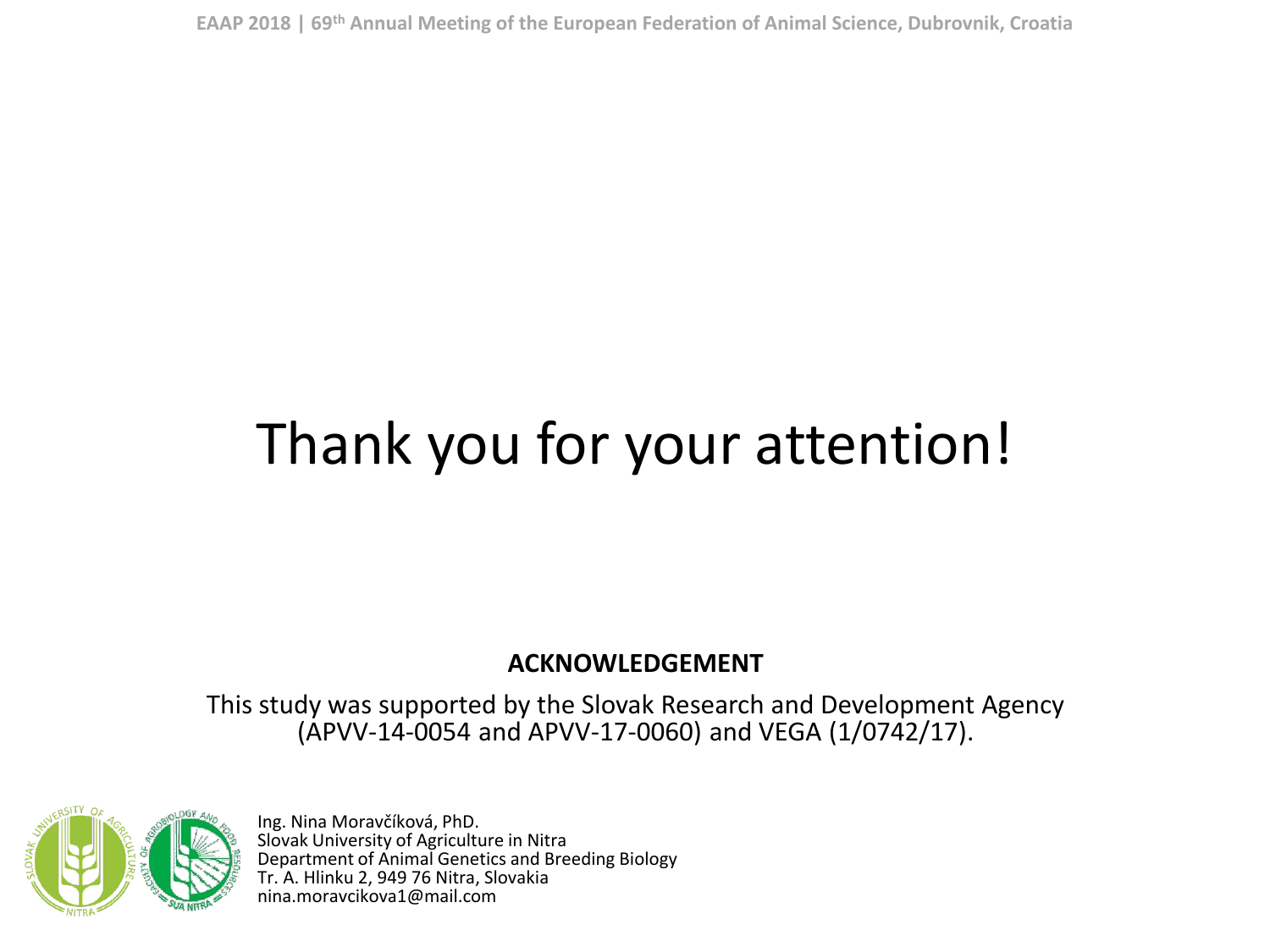# Thank you for your attention!

**ACKNOWLEDGEMENT**

This study was supported by the Slovak Research and Development Agency (APVV-14-0054 and APVV-17-0060) and VEGA (1/0742/17).

Ing. Nina Moravčíková, PhD.
Slovak University of Agriculture in Nitra
Department of Animal Genetics and Breeding Biology
Tr. A. Hlinku 2, 949 76 Nitra, Slovakia
nina.moravcikova1@mail.com